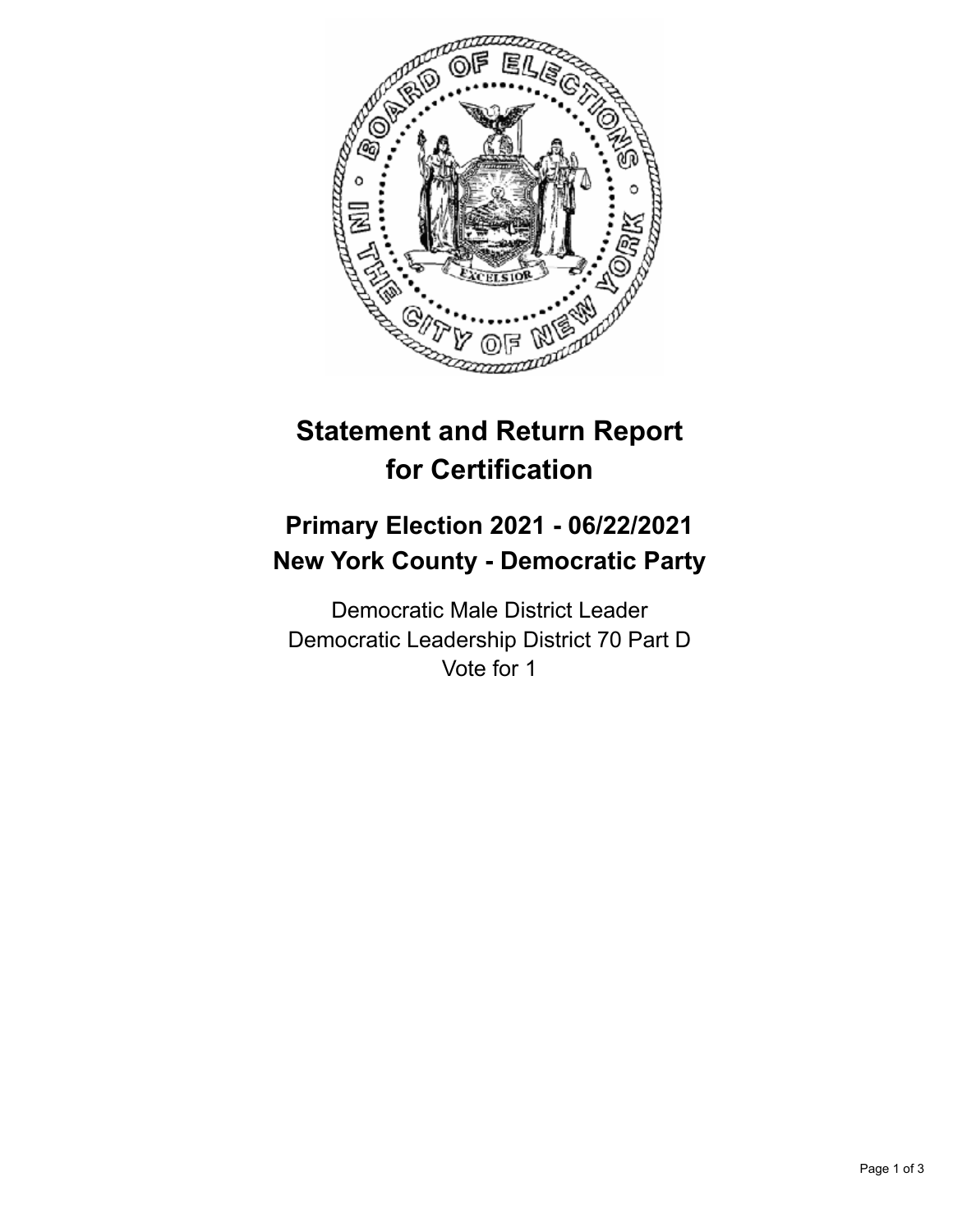# Statement and Return Report for Certification

## Primary Election 2021 - 06/22/2021
## New York County - Democratic Party

Democratic Male District Leader
Democratic Leadership District 70 Part D
Vote for 1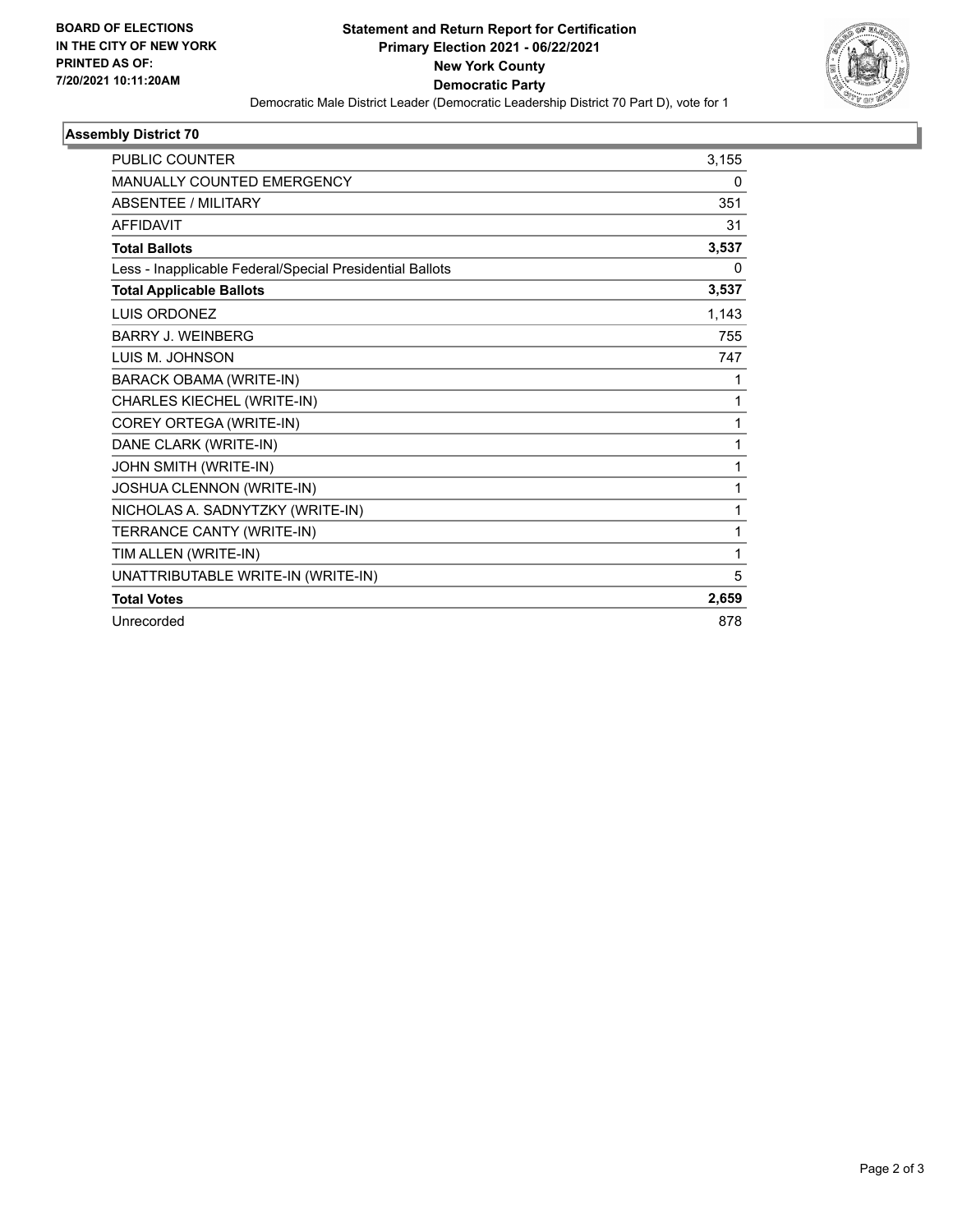**BOARD OF ELECTIONS IN THE CITY OF NEW YORK PRINTED AS OF: 7/20/2021 10:11:20AM**

# Statement and Return Report for Certification
## Primary Election 2021 - 06/22/2021
## New York County
## Democratic Party

Democratic Male District Leader (Democratic Leadership District 70 Part D), vote for 1

### Assembly District 70

| | |
|---|---|
| PUBLIC COUNTER | 3,155 |
| MANUALLY COUNTED EMERGENCY | 0 |
| ABSENTEE / MILITARY | 351 |
| AFFIDAVIT | 31 |
| **Total Ballots** | **3,537** |
| Less - Inapplicable Federal/Special Presidential Ballots | 0 |
| **Total Applicable Ballots** | **3,537** |
| LUIS ORDONEZ | 1,143 |
| BARRY J. WEINBERG | 755 |
| LUIS M. JOHNSON | 747 |
| BARACK OBAMA (WRITE-IN) | 1 |
| CHARLES KIECHEL (WRITE-IN) | 1 |
| COREY ORTEGA (WRITE-IN) | 1 |
| DANE CLARK (WRITE-IN) | 1 |
| JOHN SMITH (WRITE-IN) | 1 |
| JOSHUA CLENNON (WRITE-IN) | 1 |
| NICHOLAS A. SADNYTZKY (WRITE-IN) | 1 |
| TERRANCE CANTY (WRITE-IN) | 1 |
| TIM ALLEN (WRITE-IN) | 1 |
| UNATTRIBUTABLE WRITE-IN (WRITE-IN) | 5 |
| **Total Votes** | **2,659** |
| Unrecorded | 878 |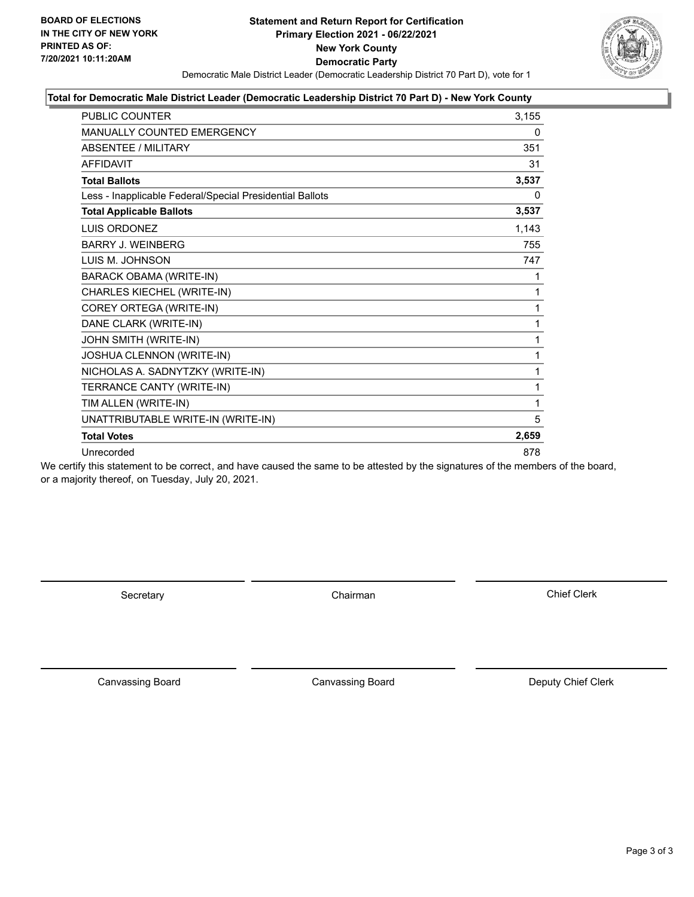**BOARD OF ELECTIONS IN THE CITY OF NEW YORK PRINTED AS OF: 7/20/2021 10:11:20AM**

# Statement and Return Report for Certification
## Primary Election 2021 - 06/22/2021
## New York County
## Democratic Party

Democratic Male District Leader (Democratic Leadership District 70 Part D), vote for 1

### Total for Democratic Male District Leader (Democratic Leadership District 70 Part D) - New York County

| | |
|---|---|
| PUBLIC COUNTER | 3,155 |
| MANUALLY COUNTED EMERGENCY | 0 |
| ABSENTEE / MILITARY | 351 |
| AFFIDAVIT | 31 |
| **Total Ballots** | **3,537** |
| Less - Inapplicable Federal/Special Presidential Ballots | 0 |
| **Total Applicable Ballots** | **3,537** |
| LUIS ORDONEZ | 1,143 |
| BARRY J. WEINBERG | 755 |
| LUIS M. JOHNSON | 747 |
| BARACK OBAMA (WRITE-IN) | 1 |
| CHARLES KIECHEL (WRITE-IN) | 1 |
| COREY ORTEGA (WRITE-IN) | 1 |
| DANE CLARK (WRITE-IN) | 1 |
| JOHN SMITH (WRITE-IN) | 1 |
| JOSHUA CLENNON (WRITE-IN) | 1 |
| NICHOLAS A. SADNYTZKY (WRITE-IN) | 1 |
| TERRANCE CANTY (WRITE-IN) | 1 |
| TIM ALLEN (WRITE-IN) | 1 |
| UNATTRIBUTABLE WRITE-IN (WRITE-IN) | 5 |
| **Total Votes** | **2,659** |
| Unrecorded | 878 |

We certify this statement to be correct, and have caused the same to be attested by the signatures of the members of the board, or a majority thereof, on Tuesday, July 20, 2021.

Secretary

Chairman

Chief Clerk

Canvassing Board

Canvassing Board

Deputy Chief Clerk